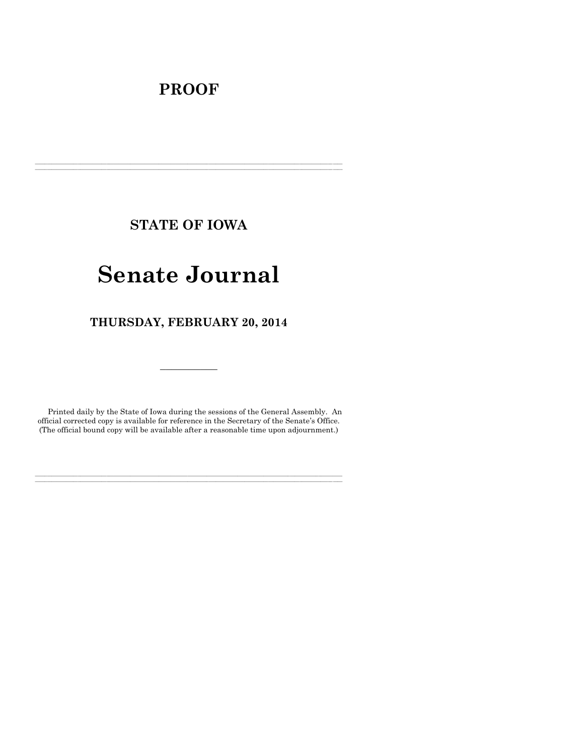# PROOF

---

## STATE OF IOWA

# Senate Journal

## THURSDAY, FEBRUARY 20, 2014

---

Printed daily by the State of Iowa during the sessions of the General Assembly. An official corrected copy is available for reference in the Secretary of the Senate's Office. (The official bound copy will be available after a reasonable time upon adjournment.)

---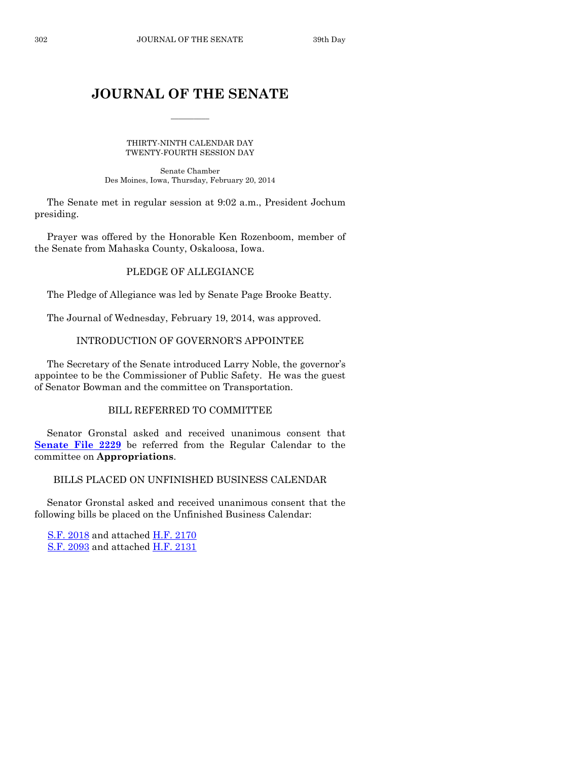# JOURNAL OF THE SENATE

THIRTY-NINTH CALENDAR DAY
TWENTY-FOURTH SESSION DAY

Senate Chamber
Des Moines, Iowa, Thursday, February 20, 2014

The Senate met in regular session at 9:02 a.m., President Jochum presiding.

Prayer was offered by the Honorable Ken Rozenboom, member of the Senate from Mahaska County, Oskaloosa, Iowa.

## PLEDGE OF ALLEGIANCE

The Pledge of Allegiance was led by Senate Page Brooke Beatty.

The Journal of Wednesday, February 19, 2014, was approved.

## INTRODUCTION OF GOVERNOR'S APPOINTEE

The Secretary of the Senate introduced Larry Noble, the governor's appointee to be the Commissioner of Public Safety. He was the guest of Senator Bowman and the committee on Transportation.

## BILL REFERRED TO COMMITTEE

Senator Gronstal asked and received unanimous consent that **Senate File 2229** be referred from the Regular Calendar to the committee on **Appropriations**.

## BILLS PLACED ON UNFINISHED BUSINESS CALENDAR

Senator Gronstal asked and received unanimous consent that the following bills be placed on the Unfinished Business Calendar:

S.F. 2018 and attached H.F. 2170
S.F. 2093 and attached H.F. 2131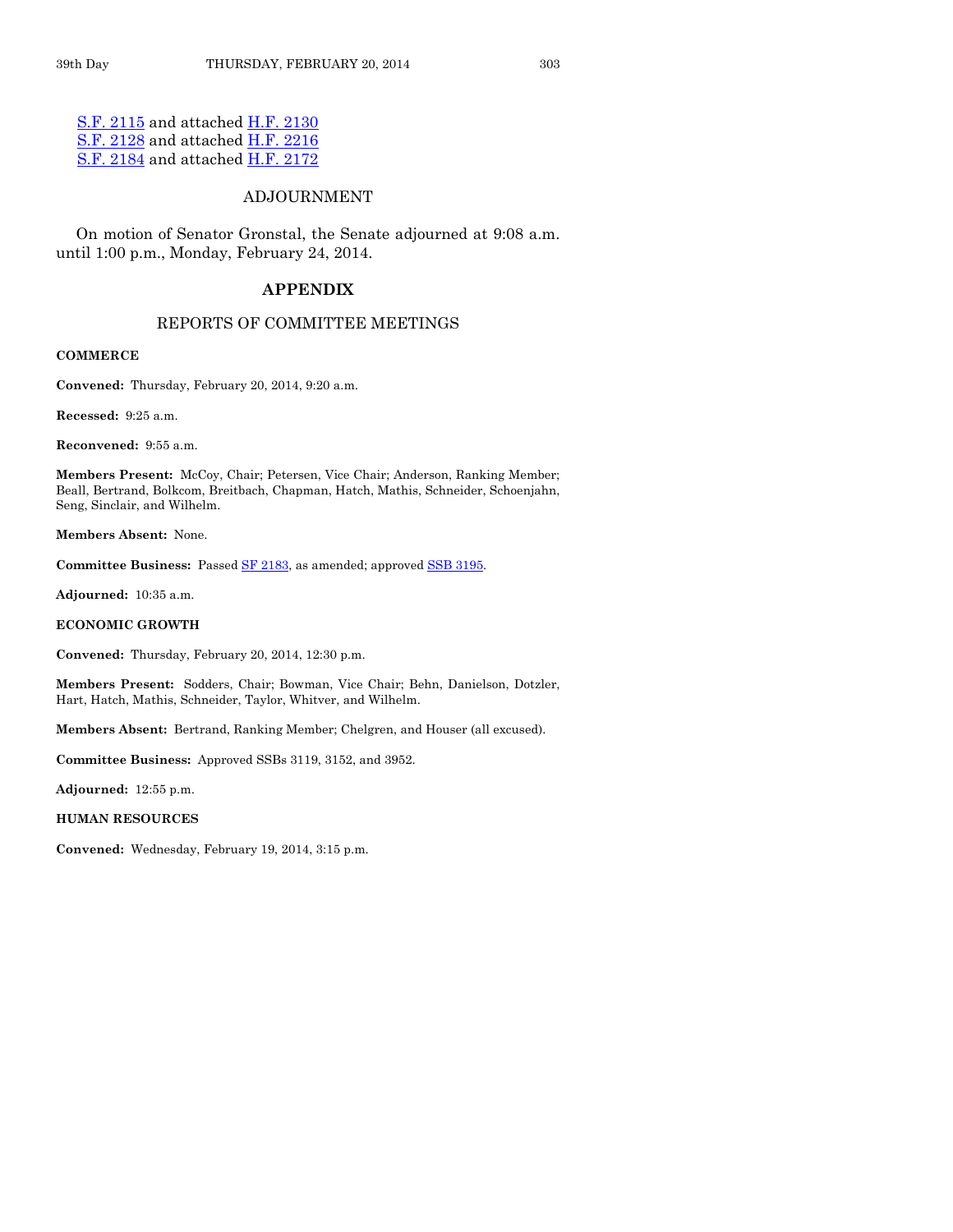S.F. 2115 and attached H.F. 2130
S.F. 2128 and attached H.F. 2216
S.F. 2184 and attached H.F. 2172

## ADJOURNMENT

On motion of Senator Gronstal, the Senate adjourned at 9:08 a.m. until 1:00 p.m., Monday, February 24, 2014.

# APPENDIX

## REPORTS OF COMMITTEE MEETINGS

**COMMERCE**

**Convened:** Thursday, February 20, 2014, 9:20 a.m.

**Recessed:** 9:25 a.m.

**Reconvened:** 9:55 a.m.

**Members Present:** McCoy, Chair; Petersen, Vice Chair; Anderson, Ranking Member; Beall, Bertrand, Bolkcom, Breitbach, Chapman, Hatch, Mathis, Schneider, Schoenjahn, Seng, Sinclair, and Wilhelm.

**Members Absent:** None.

**Committee Business:** Passed SF 2183, as amended; approved SSB 3195.

**Adjourned:** 10:35 a.m.

**ECONOMIC GROWTH**

**Convened:** Thursday, February 20, 2014, 12:30 p.m.

**Members Present:** Sodders, Chair; Bowman, Vice Chair; Behn, Danielson, Dotzler, Hart, Hatch, Mathis, Schneider, Taylor, Whitver, and Wilhelm.

**Members Absent:** Bertrand, Ranking Member; Chelgren, and Houser (all excused).

**Committee Business:** Approved SSBs 3119, 3152, and 3952.

**Adjourned:** 12:55 p.m.

**HUMAN RESOURCES**

**Convened:** Wednesday, February 19, 2014, 3:15 p.m.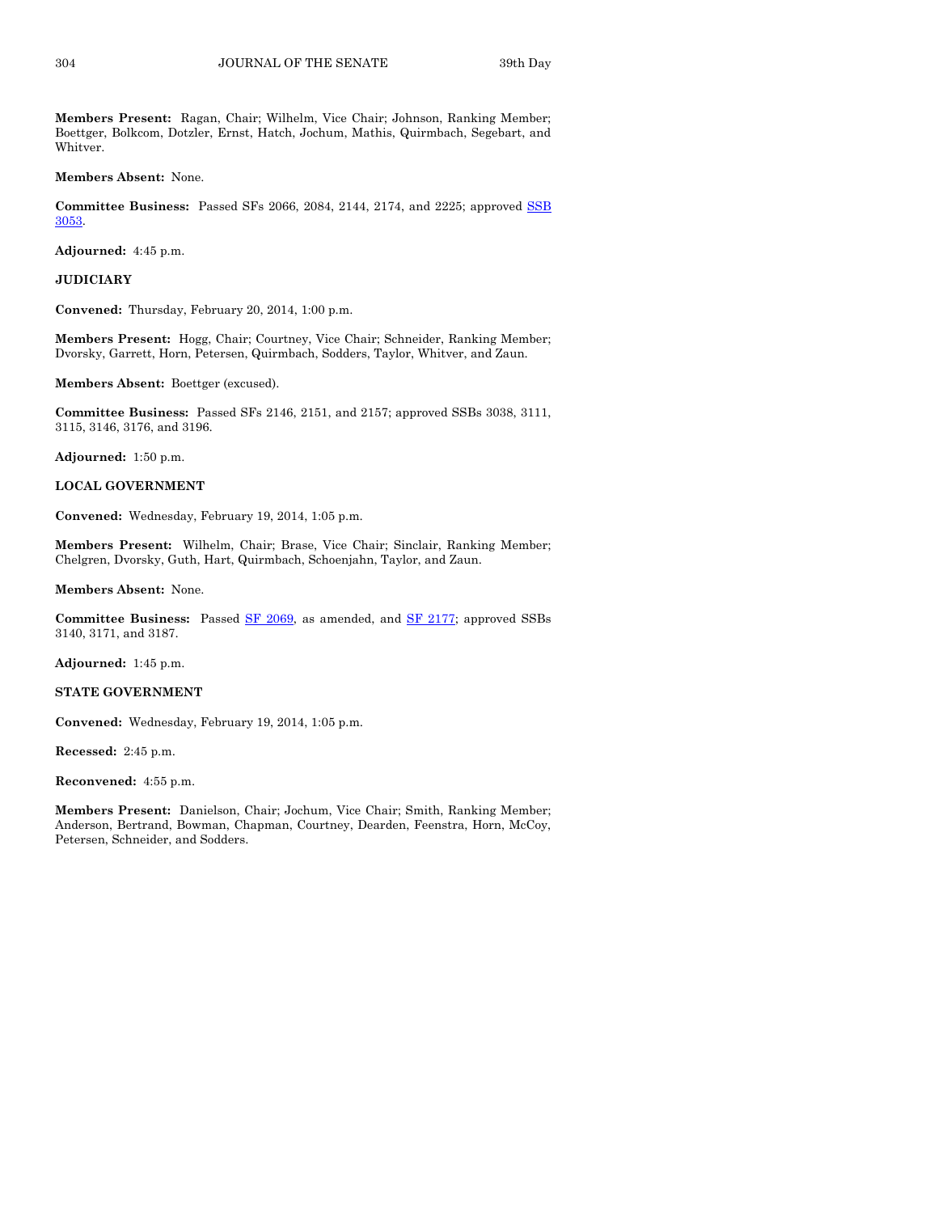**Members Present:** Ragan, Chair; Wilhelm, Vice Chair; Johnson, Ranking Member; Boettger, Bolkcom, Dotzler, Ernst, Hatch, Jochum, Mathis, Quirmbach, Segebart, and Whitver.

**Members Absent:** None.

**Committee Business:** Passed SFs 2066, 2084, 2144, 2174, and 2225; approved SSB 3053.

**Adjourned:** 4:45 p.m.

**JUDICIARY**

**Convened:** Thursday, February 20, 2014, 1:00 p.m.

**Members Present:** Hogg, Chair; Courtney, Vice Chair; Schneider, Ranking Member; Dvorsky, Garrett, Horn, Petersen, Quirmbach, Sodders, Taylor, Whitver, and Zaun.

**Members Absent:** Boettger (excused).

**Committee Business:** Passed SFs 2146, 2151, and 2157; approved SSBs 3038, 3111, 3115, 3146, 3176, and 3196.

**Adjourned:** 1:50 p.m.

**LOCAL GOVERNMENT**

**Convened:** Wednesday, February 19, 2014, 1:05 p.m.

**Members Present:** Wilhelm, Chair; Brase, Vice Chair; Sinclair, Ranking Member; Chelgren, Dvorsky, Guth, Hart, Quirmbach, Schoenjahn, Taylor, and Zaun.

**Members Absent:** None.

**Committee Business:** Passed SF 2069, as amended, and SF 2177; approved SSBs 3140, 3171, and 3187.

**Adjourned:** 1:45 p.m.

**STATE GOVERNMENT**

**Convened:** Wednesday, February 19, 2014, 1:05 p.m.

**Recessed:** 2:45 p.m.

**Reconvened:** 4:55 p.m.

**Members Present:** Danielson, Chair; Jochum, Vice Chair; Smith, Ranking Member; Anderson, Bertrand, Bowman, Chapman, Courtney, Dearden, Feenstra, Horn, McCoy, Petersen, Schneider, and Sodders.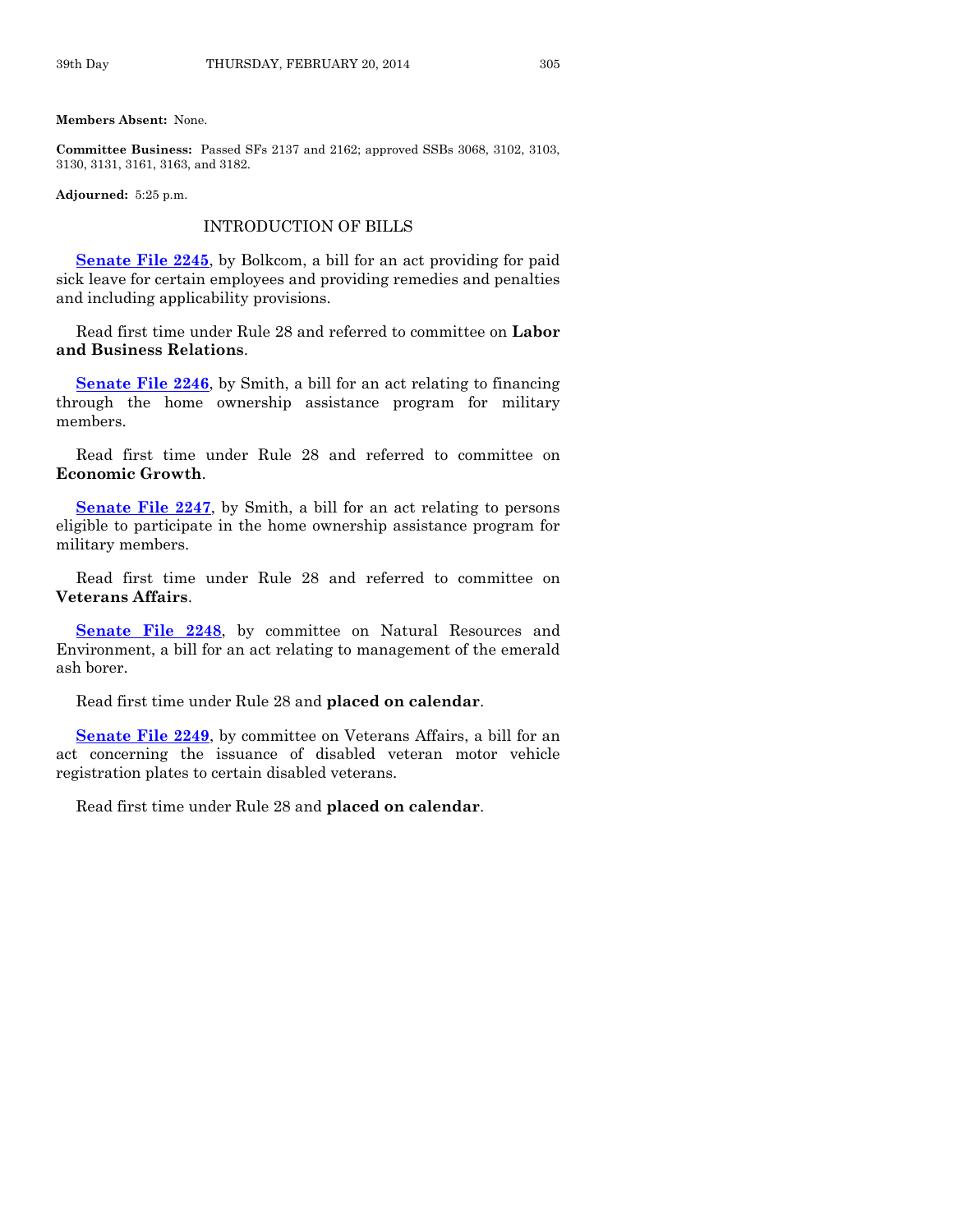**Members Absent:** None.

**Committee Business:** Passed SFs 2137 and 2162; approved SSBs 3068, 3102, 3103, 3130, 3131, 3161, 3163, and 3182.

**Adjourned:** 5:25 p.m.

## INTRODUCTION OF BILLS

**Senate File 2245**, by Bolkcom, a bill for an act providing for paid sick leave for certain employees and providing remedies and penalties and including applicability provisions.

Read first time under Rule 28 and referred to committee on **Labor and Business Relations**.

**Senate File 2246**, by Smith, a bill for an act relating to financing through the home ownership assistance program for military members.

Read first time under Rule 28 and referred to committee on **Economic Growth**.

**Senate File 2247**, by Smith, a bill for an act relating to persons eligible to participate in the home ownership assistance program for military members.

Read first time under Rule 28 and referred to committee on **Veterans Affairs**.

**Senate File 2248**, by committee on Natural Resources and Environment, a bill for an act relating to management of the emerald ash borer.

Read first time under Rule 28 and **placed on calendar**.

**Senate File 2249**, by committee on Veterans Affairs, a bill for an act concerning the issuance of disabled veteran motor vehicle registration plates to certain disabled veterans.

Read first time under Rule 28 and **placed on calendar**.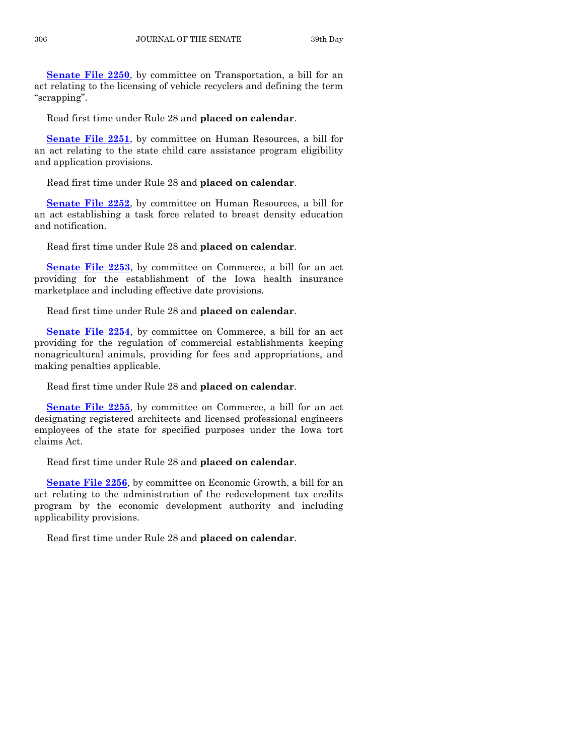**Senate File 2250**, by committee on Transportation, a bill for an act relating to the licensing of vehicle recyclers and defining the term "scrapping".

Read first time under Rule 28 and **placed on calendar**.

**Senate File 2251**, by committee on Human Resources, a bill for an act relating to the state child care assistance program eligibility and application provisions.

Read first time under Rule 28 and **placed on calendar**.

**Senate File 2252**, by committee on Human Resources, a bill for an act establishing a task force related to breast density education and notification.

Read first time under Rule 28 and **placed on calendar**.

**Senate File 2253**, by committee on Commerce, a bill for an act providing for the establishment of the Iowa health insurance marketplace and including effective date provisions.

Read first time under Rule 28 and **placed on calendar**.

**Senate File 2254**, by committee on Commerce, a bill for an act providing for the regulation of commercial establishments keeping nonagricultural animals, providing for fees and appropriations, and making penalties applicable.

Read first time under Rule 28 and **placed on calendar**.

**Senate File 2255**, by committee on Commerce, a bill for an act designating registered architects and licensed professional engineers employees of the state for specified purposes under the Iowa tort claims Act.

Read first time under Rule 28 and **placed on calendar**.

**Senate File 2256**, by committee on Economic Growth, a bill for an act relating to the administration of the redevelopment tax credits program by the economic development authority and including applicability provisions.

Read first time under Rule 28 and **placed on calendar**.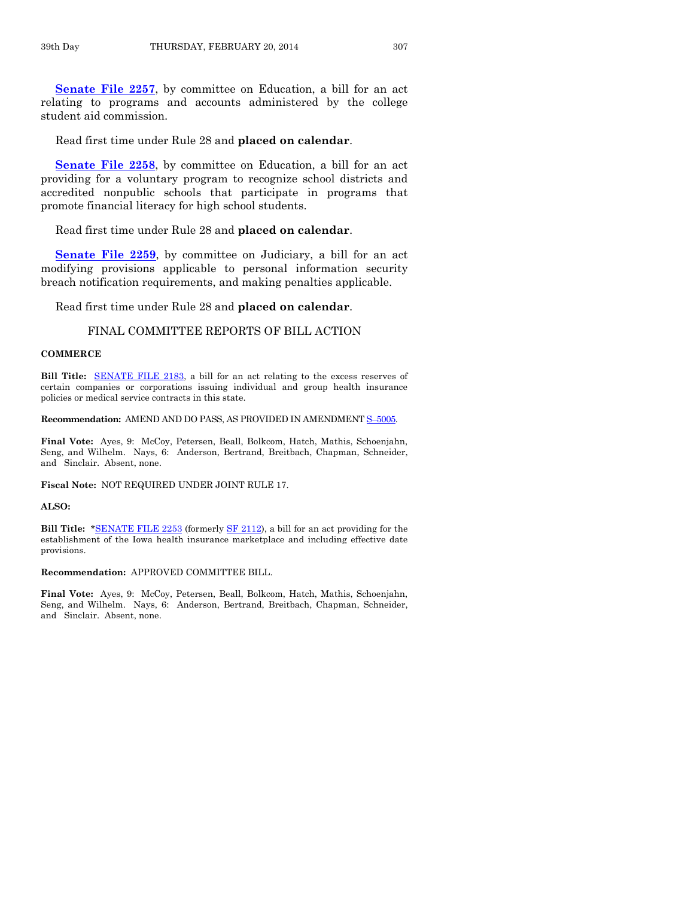**Senate File 2257**, by committee on Education, a bill for an act relating to programs and accounts administered by the college student aid commission.

Read first time under Rule 28 and **placed on calendar**.

**Senate File 2258**, by committee on Education, a bill for an act providing for a voluntary program to recognize school districts and accredited nonpublic schools that participate in programs that promote financial literacy for high school students.

Read first time under Rule 28 and **placed on calendar**.

**Senate File 2259**, by committee on Judiciary, a bill for an act modifying provisions applicable to personal information security breach notification requirements, and making penalties applicable.

Read first time under Rule 28 and **placed on calendar**.

## FINAL COMMITTEE REPORTS OF BILL ACTION

**COMMERCE**

**Bill Title:** SENATE FILE 2183, a bill for an act relating to the excess reserves of certain companies or corporations issuing individual and group health insurance policies or medical service contracts in this state.

**Recommendation:** AMEND AND DO PASS, AS PROVIDED IN AMENDMENT S–5005.

**Final Vote:** Ayes, 9: McCoy, Petersen, Beall, Bolkcom, Hatch, Mathis, Schoenjahn, Seng, and Wilhelm. Nays, 6: Anderson, Bertrand, Breitbach, Chapman, Schneider, and Sinclair. Absent, none.

**Fiscal Note:** NOT REQUIRED UNDER JOINT RULE 17.

**ALSO:**

**Bill Title:** *SENATE FILE 2253 (formerly SF 2112), a bill for an act providing for the establishment of the Iowa health insurance marketplace and including effective date provisions.

**Recommendation:** APPROVED COMMITTEE BILL.

**Final Vote:** Ayes, 9: McCoy, Petersen, Beall, Bolkcom, Hatch, Mathis, Schoenjahn, Seng, and Wilhelm. Nays, 6: Anderson, Bertrand, Breitbach, Chapman, Schneider, and Sinclair. Absent, none.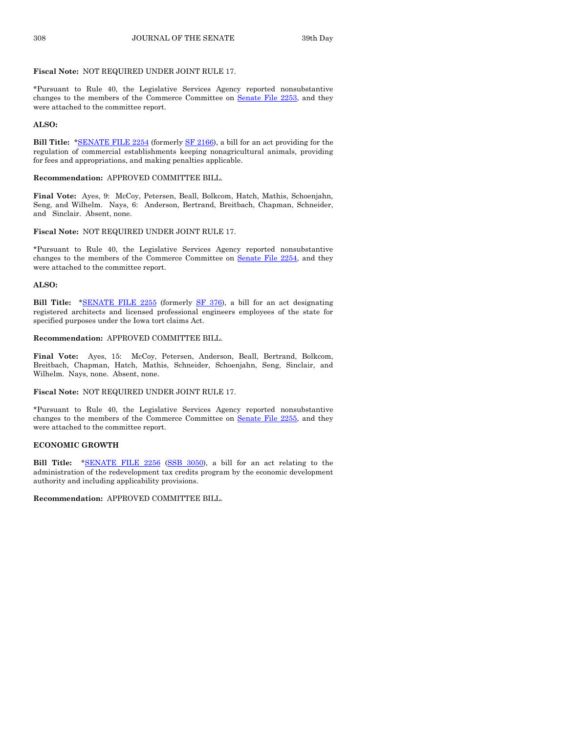**Fiscal Note:** NOT REQUIRED UNDER JOINT RULE 17.

*Pursuant to Rule 40, the Legislative Services Agency reported nonsubstantive changes to the members of the Commerce Committee on Senate File 2253, and they were attached to the committee report.

**ALSO:**

**Bill Title:** *SENATE FILE 2254 (formerly SF 2166), a bill for an act providing for the regulation of commercial establishments keeping nonagricultural animals, providing for fees and appropriations, and making penalties applicable.

**Recommendation:** APPROVED COMMITTEE BILL.

**Final Vote:** Ayes, 9: McCoy, Petersen, Beall, Bolkcom, Hatch, Mathis, Schoenjahn, Seng, and Wilhelm. Nays, 6: Anderson, Bertrand, Breitbach, Chapman, Schneider, and Sinclair. Absent, none.

**Fiscal Note:** NOT REQUIRED UNDER JOINT RULE 17.

*Pursuant to Rule 40, the Legislative Services Agency reported nonsubstantive changes to the members of the Commerce Committee on Senate File 2254, and they were attached to the committee report.

**ALSO:**

**Bill Title:** *SENATE FILE 2255 (formerly SF 376), a bill for an act designating registered architects and licensed professional engineers employees of the state for specified purposes under the Iowa tort claims Act.

**Recommendation:** APPROVED COMMITTEE BILL.

**Final Vote:** Ayes, 15: McCoy, Petersen, Anderson, Beall, Bertrand, Bolkcom, Breitbach, Chapman, Hatch, Mathis, Schneider, Schoenjahn, Seng, Sinclair, and Wilhelm. Nays, none. Absent, none.

**Fiscal Note:** NOT REQUIRED UNDER JOINT RULE 17.

*Pursuant to Rule 40, the Legislative Services Agency reported nonsubstantive changes to the members of the Commerce Committee on Senate File 2255, and they were attached to the committee report.

**ECONOMIC GROWTH**

**Bill Title:** *SENATE FILE 2256 (SSB 3050), a bill for an act relating to the administration of the redevelopment tax credits program by the economic development authority and including applicability provisions.

**Recommendation:** APPROVED COMMITTEE BILL.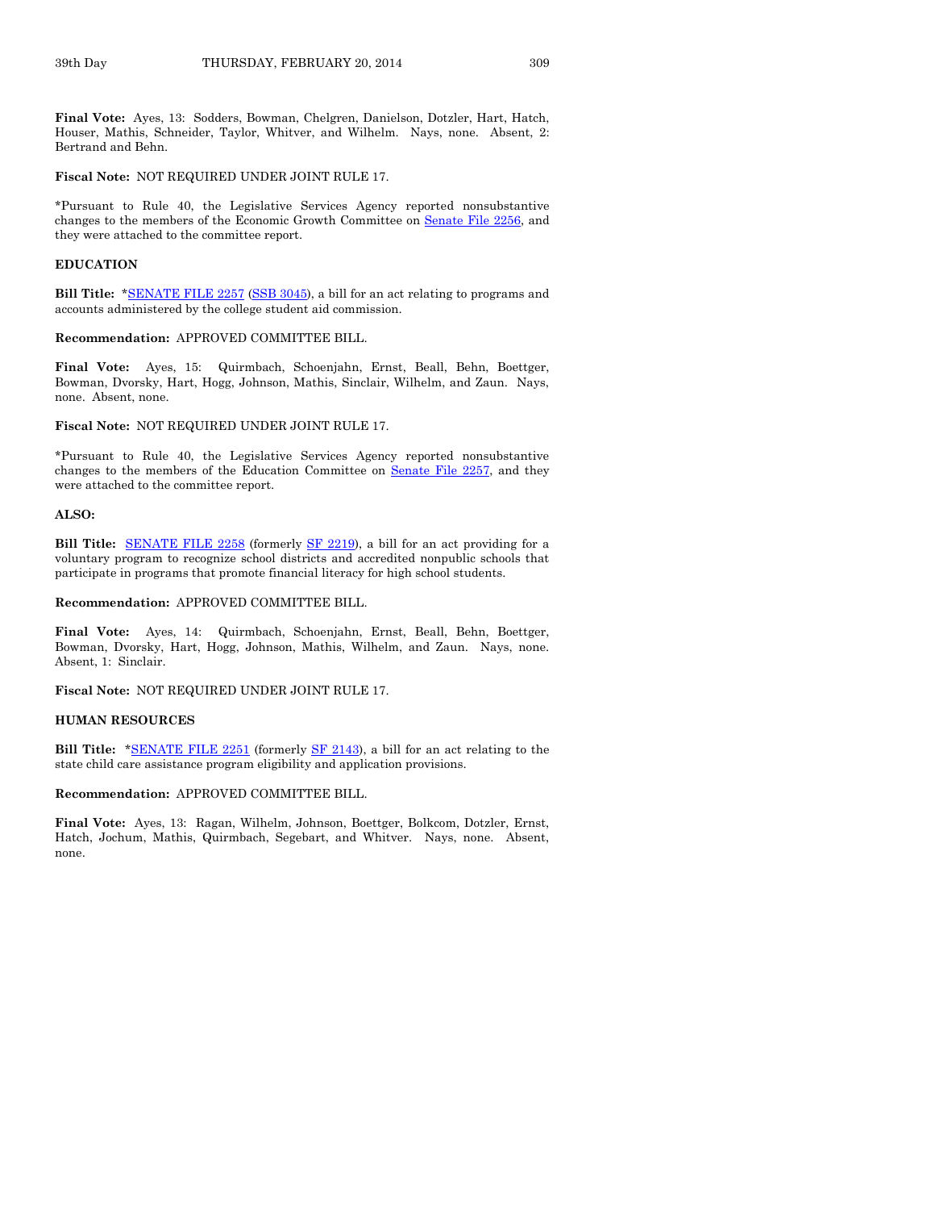**Final Vote:** Ayes, 13: Sodders, Bowman, Chelgren, Danielson, Dotzler, Hart, Hatch, Houser, Mathis, Schneider, Taylor, Whitver, and Wilhelm. Nays, none. Absent, 2: Bertrand and Behn.

**Fiscal Note:** NOT REQUIRED UNDER JOINT RULE 17.

*Pursuant to Rule 40, the Legislative Services Agency reported nonsubstantive changes to the members of the Economic Growth Committee on Senate File 2256, and they were attached to the committee report.

**EDUCATION**

**Bill Title:** *SENATE FILE 2257 (SSB 3045), a bill for an act relating to programs and accounts administered by the college student aid commission.

**Recommendation:** APPROVED COMMITTEE BILL.

**Final Vote:** Ayes, 15: Quirmbach, Schoenjahn, Ernst, Beall, Behn, Boettger, Bowman, Dvorsky, Hart, Hogg, Johnson, Mathis, Sinclair, Wilhelm, and Zaun. Nays, none. Absent, none.

**Fiscal Note:** NOT REQUIRED UNDER JOINT RULE 17.

*Pursuant to Rule 40, the Legislative Services Agency reported nonsubstantive changes to the members of the Education Committee on Senate File 2257, and they were attached to the committee report.

**ALSO:**

**Bill Title:** SENATE FILE 2258 (formerly SF 2219), a bill for an act providing for a voluntary program to recognize school districts and accredited nonpublic schools that participate in programs that promote financial literacy for high school students.

**Recommendation:** APPROVED COMMITTEE BILL.

**Final Vote:** Ayes, 14: Quirmbach, Schoenjahn, Ernst, Beall, Behn, Boettger, Bowman, Dvorsky, Hart, Hogg, Johnson, Mathis, Wilhelm, and Zaun. Nays, none. Absent, 1: Sinclair.

**Fiscal Note:** NOT REQUIRED UNDER JOINT RULE 17.

**HUMAN RESOURCES**

**Bill Title:** *SENATE FILE 2251 (formerly SF 2143), a bill for an act relating to the state child care assistance program eligibility and application provisions.

**Recommendation:** APPROVED COMMITTEE BILL.

**Final Vote:** Ayes, 13: Ragan, Wilhelm, Johnson, Boettger, Bolkcom, Dotzler, Ernst, Hatch, Jochum, Mathis, Quirmbach, Segebart, and Whitver. Nays, none. Absent, none.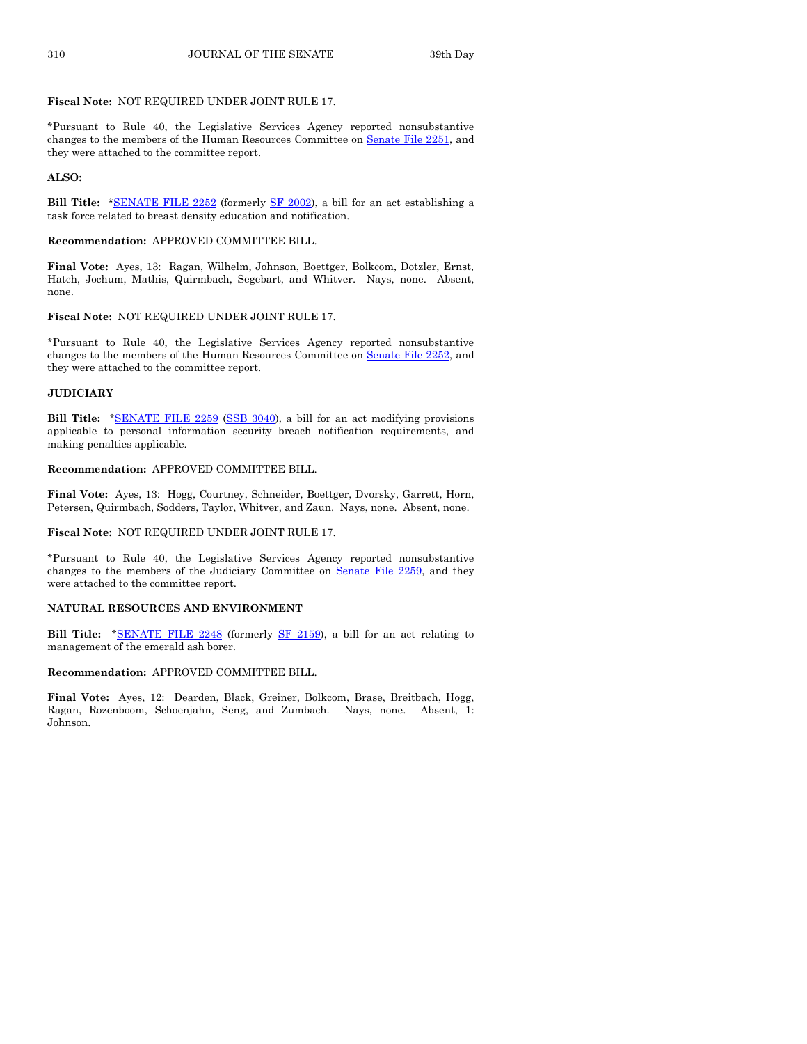**Fiscal Note:** NOT REQUIRED UNDER JOINT RULE 17.

*Pursuant to Rule 40, the Legislative Services Agency reported nonsubstantive changes to the members of the Human Resources Committee on Senate File 2251, and they were attached to the committee report.

**ALSO:**

**Bill Title:** *SENATE FILE 2252 (formerly SF 2002), a bill for an act establishing a task force related to breast density education and notification.

**Recommendation:** APPROVED COMMITTEE BILL.

**Final Vote:** Ayes, 13: Ragan, Wilhelm, Johnson, Boettger, Bolkcom, Dotzler, Ernst, Hatch, Jochum, Mathis, Quirmbach, Segebart, and Whitver. Nays, none. Absent, none.

**Fiscal Note:** NOT REQUIRED UNDER JOINT RULE 17.

*Pursuant to Rule 40, the Legislative Services Agency reported nonsubstantive changes to the members of the Human Resources Committee on Senate File 2252, and they were attached to the committee report.

**JUDICIARY**

**Bill Title:** *SENATE FILE 2259 (SSB 3040), a bill for an act modifying provisions applicable to personal information security breach notification requirements, and making penalties applicable.

**Recommendation:** APPROVED COMMITTEE BILL.

**Final Vote:** Ayes, 13: Hogg, Courtney, Schneider, Boettger, Dvorsky, Garrett, Horn, Petersen, Quirmbach, Sodders, Taylor, Whitver, and Zaun. Nays, none. Absent, none.

**Fiscal Note:** NOT REQUIRED UNDER JOINT RULE 17.

*Pursuant to Rule 40, the Legislative Services Agency reported nonsubstantive changes to the members of the Judiciary Committee on Senate File 2259, and they were attached to the committee report.

**NATURAL RESOURCES AND ENVIRONMENT**

**Bill Title:** *SENATE FILE 2248 (formerly SF 2159), a bill for an act relating to management of the emerald ash borer.

**Recommendation:** APPROVED COMMITTEE BILL.

**Final Vote:** Ayes, 12: Dearden, Black, Greiner, Bolkcom, Brase, Breitbach, Hogg, Ragan, Rozenboom, Schoenjahn, Seng, and Zumbach. Nays, none. Absent, 1: Johnson.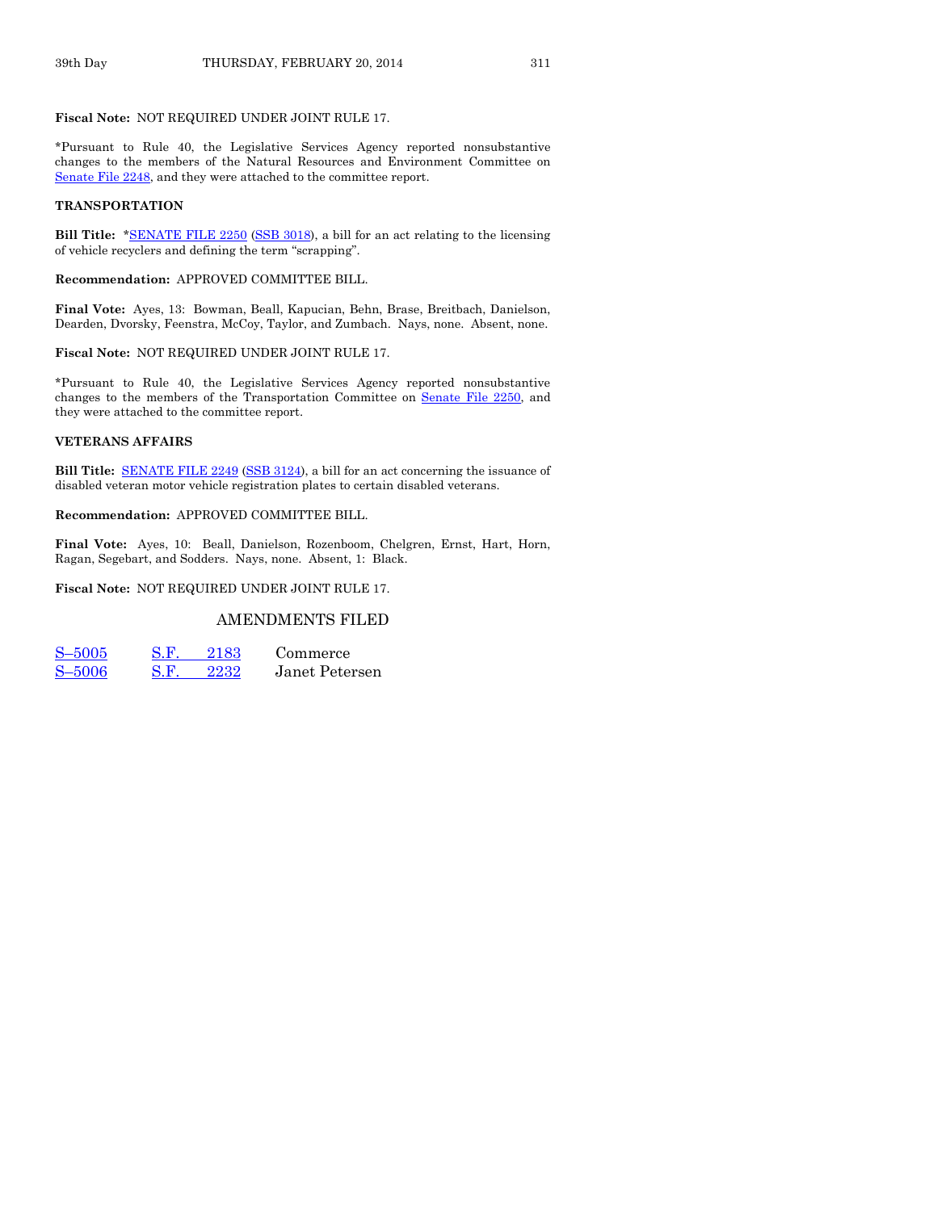**Fiscal Note:** NOT REQUIRED UNDER JOINT RULE 17.

*Pursuant to Rule 40, the Legislative Services Agency reported nonsubstantive changes to the members of the Natural Resources and Environment Committee on Senate File 2248, and they were attached to the committee report.

**TRANSPORTATION**

**Bill Title:** *SENATE FILE 2250 (SSB 3018), a bill for an act relating to the licensing of vehicle recyclers and defining the term "scrapping".

**Recommendation:** APPROVED COMMITTEE BILL.

**Final Vote:** Ayes, 13: Bowman, Beall, Kapucian, Behn, Brase, Breitbach, Danielson, Dearden, Dvorsky, Feenstra, McCoy, Taylor, and Zumbach. Nays, none. Absent, none.

**Fiscal Note:** NOT REQUIRED UNDER JOINT RULE 17.

*Pursuant to Rule 40, the Legislative Services Agency reported nonsubstantive changes to the members of the Transportation Committee on Senate File 2250, and they were attached to the committee report.

**VETERANS AFFAIRS**

**Bill Title:** SENATE FILE 2249 (SSB 3124), a bill for an act concerning the issuance of disabled veteran motor vehicle registration plates to certain disabled veterans.

**Recommendation:** APPROVED COMMITTEE BILL.

**Final Vote:** Ayes, 10: Beall, Danielson, Rozenboom, Chelgren, Ernst, Hart, Horn, Ragan, Segebart, and Sodders. Nays, none. Absent, 1: Black.

**Fiscal Note:** NOT REQUIRED UNDER JOINT RULE 17.

## AMENDMENTS FILED

| | | |
|---|---|---|
| S–5005 | S.F. 2183 | Commerce |
| S–5006 | S.F. 2232 | Janet Petersen |